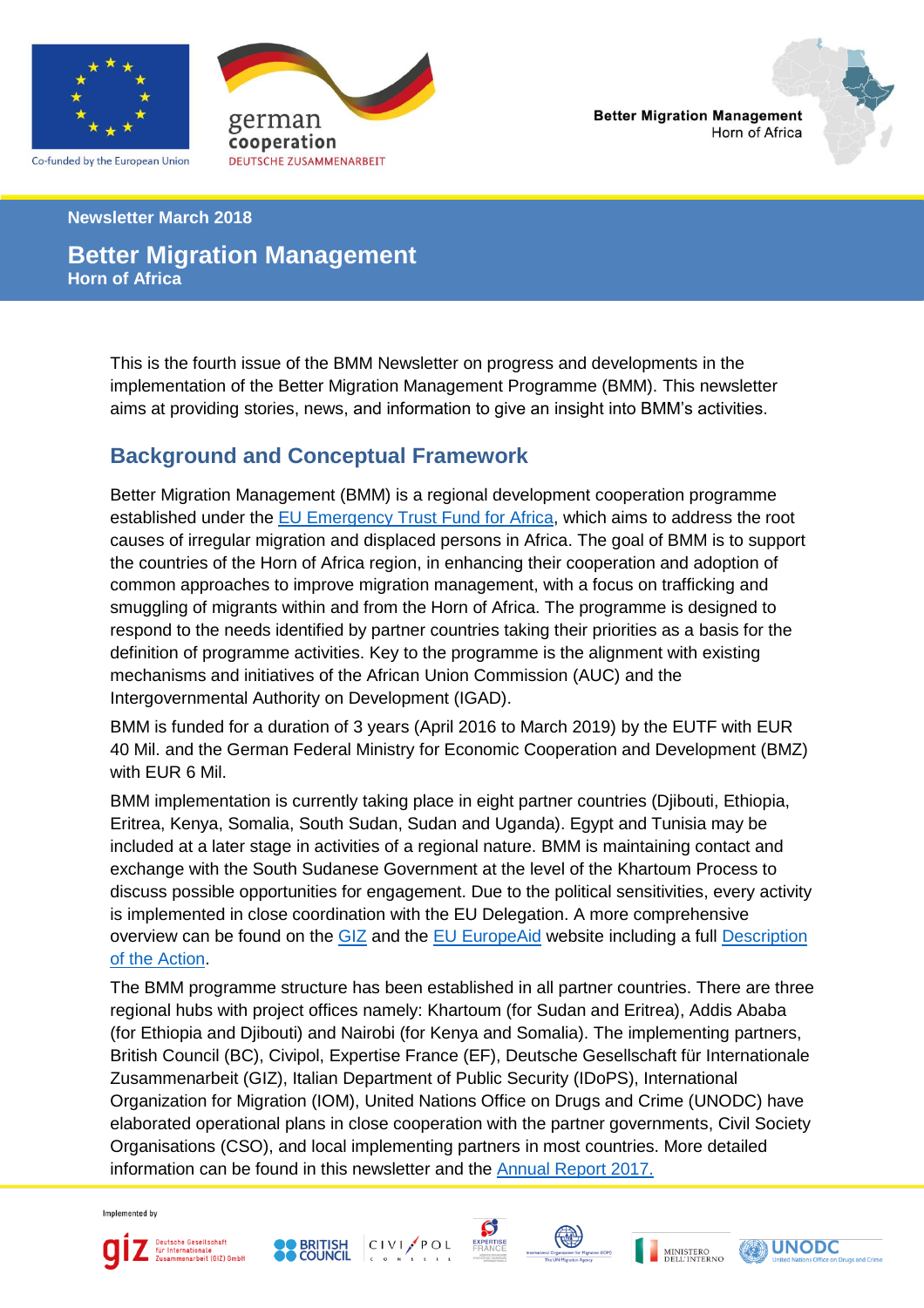Co-funded by the European Union

german cooperation
DEUTSCHE ZUSAMMENARBEIT

Better Migration Management
Horn of Africa

**Newsletter March 2018**

# Better Migration Management
**Horn of Africa**

This is the fourth issue of the BMM Newsletter on progress and developments in the implementation of the Better Migration Management Programme (BMM). This newsletter aims at providing stories, news, and information to give an insight into BMM's activities.

## Background and Conceptual Framework

Better Migration Management (BMM) is a regional development cooperation programme established under the [EU Emergency Trust Fund for Africa](), which aims to address the root causes of irregular migration and displaced persons in Africa. The goal of BMM is to support the countries of the Horn of Africa region, in enhancing their cooperation and adoption of common approaches to improve migration management, with a focus on trafficking and smuggling of migrants within and from the Horn of Africa. The programme is designed to respond to the needs identified by partner countries taking their priorities as a basis for the definition of programme activities. Key to the programme is the alignment with existing mechanisms and initiatives of the African Union Commission (AUC) and the Intergovernmental Authority on Development (IGAD).

BMM is funded for a duration of 3 years (April 2016 to March 2019) by the EUTF with EUR 40 Mil. and the German Federal Ministry for Economic Cooperation and Development (BMZ) with EUR 6 Mil.

BMM implementation is currently taking place in eight partner countries (Djibouti, Ethiopia, Eritrea, Kenya, Somalia, South Sudan, Sudan and Uganda). Egypt and Tunisia may be included at a later stage in activities of a regional nature. BMM is maintaining contact and exchange with the South Sudanese Government at the level of the Khartoum Process to discuss possible opportunities for engagement. Due to the political sensitivities, every activity is implemented in close coordination with the EU Delegation. A more comprehensive overview can be found on the [GIZ]() and the [EU EuropeAid]() website including a full [Description of the Action]().

The BMM programme structure has been established in all partner countries. There are three regional hubs with project offices namely: Khartoum (for Sudan and Eritrea), Addis Ababa (for Ethiopia and Djibouti) and Nairobi (for Kenya and Somalia). The implementing partners, British Council (BC), Civipol, Expertise France (EF), Deutsche Gesellschaft für Internationale Zusammenarbeit (GIZ), Italian Department of Public Security (IDoPS), International Organization for Migration (IOM), United Nations Office on Drugs and Crime (UNODC) have elaborated operational plans in close cooperation with the partner governments, Civil Society Organisations (CSO), and local implementing partners in most countries. More detailed information can be found in this newsletter and the [Annual Report 2017.]()

Implemented by

giz Deutsche Gesellschaft für Internationale Zusammenarbeit (GIZ) GmbH | BRITISH COUNCIL | CIVIPOL CONSEIL | EXPERTISE FRANCE | International Organization for Migration (IOM) The UN Migration Agency | MINISTERO DELL'INTERNO | UNODC United Nations Office on Drugs and Crime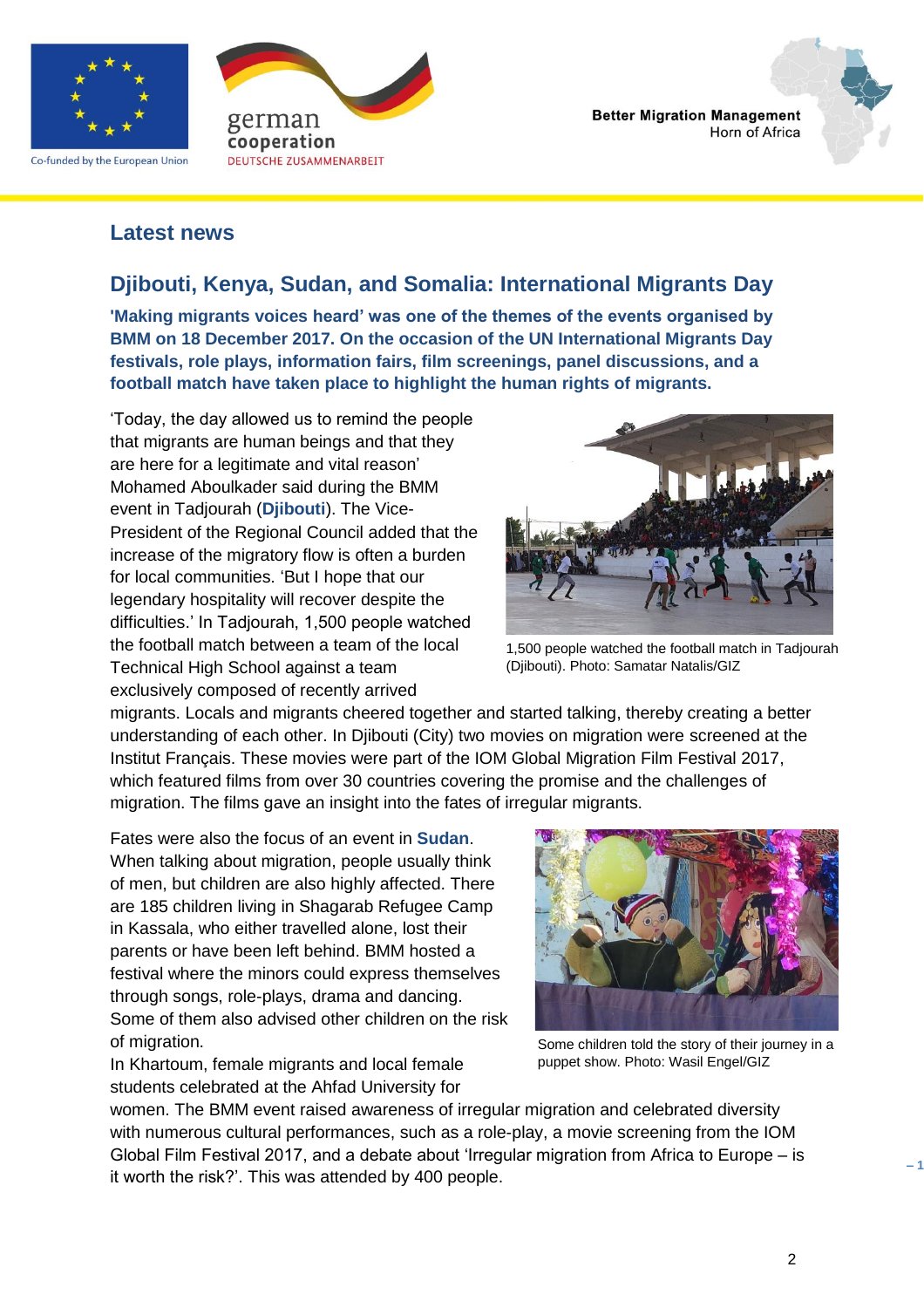## Latest news

### Djibouti, Kenya, Sudan, and Somalia: International Migrants Day

**'Making migrants voices heard' was one of the themes of the events organised by BMM on 18 December 2017. On the occasion of the UN International Migrants Day festivals, role plays, information fairs, film screenings, panel discussions, and a football match have taken place to highlight the human rights of migrants.**

'Today, the day allowed us to remind the people that migrants are human beings and that they are here for a legitimate and vital reason' Mohamed Aboulkader said during the BMM event in Tadjourah (**Djibouti**). The Vice-President of the Regional Council added that the increase of the migratory flow is often a burden for local communities. 'But I hope that our legendary hospitality will recover despite the difficulties.' In Tadjourah, 1,500 people watched the football match between a team of the local Technical High School against a team exclusively composed of recently arrived migrants. Locals and migrants cheered together and started talking, thereby creating a better understanding of each other. In Djibouti (City) two movies on migration were screened at the Institut Français. These movies were part of the IOM Global Migration Film Festival 2017, which featured films from over 30 countries covering the promise and the challenges of migration. The films gave an insight into the fates of irregular migrants.

1,500 people watched the football match in Tadjourah (Djibouti). Photo: Samatar Natalis/GIZ

Fates were also the focus of an event in **Sudan**. When talking about migration, people usually think of men, but children are also highly affected. There are 185 children living in Shagarab Refugee Camp in Kassala, who either travelled alone, lost their parents or have been left behind. BMM hosted a festival where the minors could express themselves through songs, role-plays, drama and dancing. Some of them also advised other children on the risk of migration.

In Khartoum, female migrants and local female students celebrated at the Ahfad University for women. The BMM event raised awareness of irregular migration and celebrated diversity with numerous cultural performances, such as a role-play, a movie screening from the IOM Global Film Festival 2017, and a debate about 'Irregular migration from Africa to Europe – is it worth the risk?'. This was attended by 400 people.

Some children told the story of their journey in a puppet show. Photo: Wasil Engel/GIZ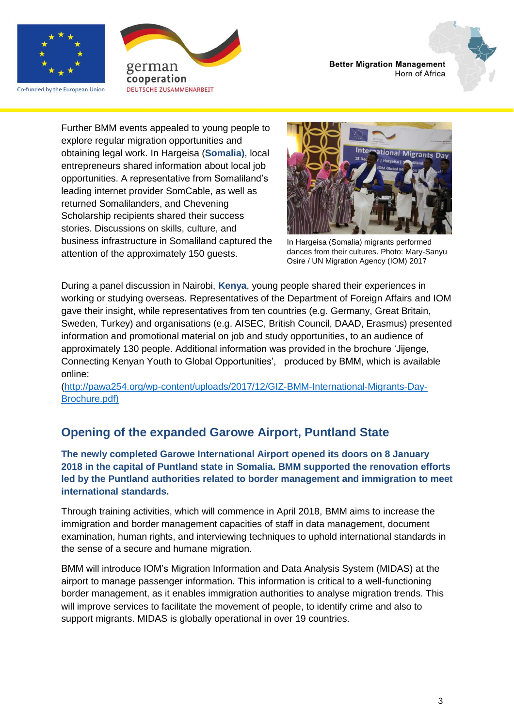Further BMM events appealed to young people to explore regular migration opportunities and obtaining legal work. In Hargeisa (**Somalia)**, local entrepreneurs shared information about local job opportunities. A representative from Somaliland's leading internet provider SomCable, as well as returned Somalilanders, and Chevening Scholarship recipients shared their success stories. Discussions on skills, culture, and business infrastructure in Somaliland captured the attention of the approximately 150 guests.

In Hargeisa (Somalia) migrants performed dances from their cultures. Photo: Mary-Sanyu Osire / UN Migration Agency (IOM) 2017

During a panel discussion in Nairobi, **Kenya**, young people shared their experiences in working or studying overseas. Representatives of the Department of Foreign Affairs and IOM gave their insight, while representatives from ten countries (e.g. Germany, Great Britain, Sweden, Turkey) and organisations (e.g. AISEC, British Council, DAAD, Erasmus) presented information and promotional material on job and study opportunities, to an audience of approximately 130 people. Additional information was provided in the brochure 'Jijenge, Connecting Kenyan Youth to Global Opportunities', produced by BMM, which is available online: (http://pawa254.org/wp-content/uploads/2017/12/GIZ-BMM-International-Migrants-Day-Brochure.pdf)

## Opening of the expanded Garowe Airport, Puntland State

**The newly completed Garowe International Airport opened its doors on 8 January 2018 in the capital of Puntland state in Somalia. BMM supported the renovation efforts led by the Puntland authorities related to border management and immigration to meet international standards.**

Through training activities, which will commence in April 2018, BMM aims to increase the immigration and border management capacities of staff in data management, document examination, human rights, and interviewing techniques to uphold international standards in the sense of a secure and humane migration.

BMM will introduce IOM's Migration Information and Data Analysis System (MIDAS) at the airport to manage passenger information. This information is critical to a well-functioning border management, as it enables immigration authorities to analyse migration trends. This will improve services to facilitate the movement of people, to identify crime and also to support migrants. MIDAS is globally operational in over 19 countries.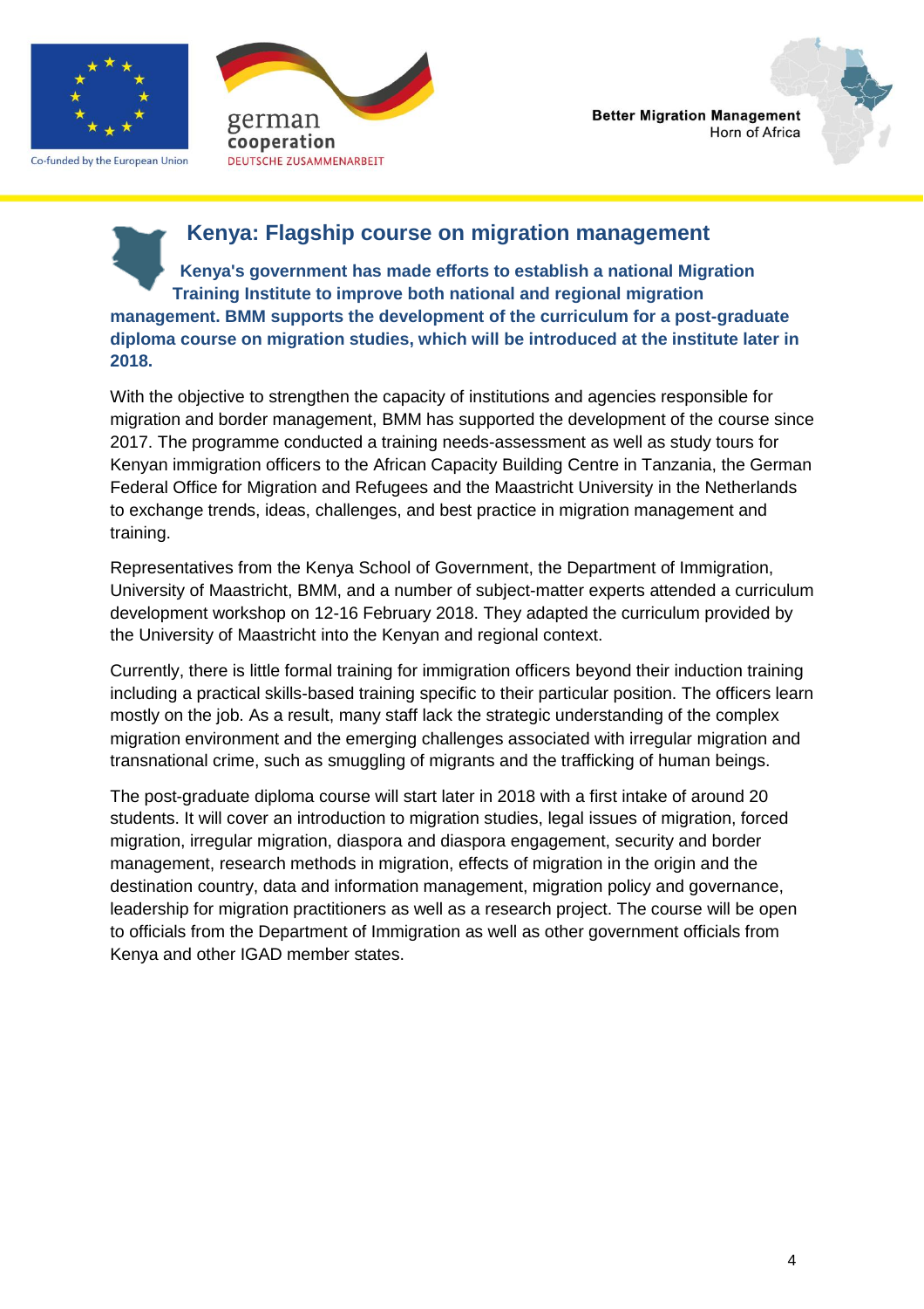## Kenya: Flagship course on migration management

**Kenya's government has made efforts to establish a national Migration Training Institute to improve both national and regional migration management. BMM supports the development of the curriculum for a post-graduate diploma course on migration studies, which will be introduced at the institute later in 2018.**

With the objective to strengthen the capacity of institutions and agencies responsible for migration and border management, BMM has supported the development of the course since 2017. The programme conducted a training needs-assessment as well as study tours for Kenyan immigration officers to the African Capacity Building Centre in Tanzania, the German Federal Office for Migration and Refugees and the Maastricht University in the Netherlands to exchange trends, ideas, challenges, and best practice in migration management and training.

Representatives from the Kenya School of Government, the Department of Immigration, University of Maastricht, BMM, and a number of subject-matter experts attended a curriculum development workshop on 12-16 February 2018. They adapted the curriculum provided by the University of Maastricht into the Kenyan and regional context.

Currently, there is little formal training for immigration officers beyond their induction training including a practical skills-based training specific to their particular position. The officers learn mostly on the job. As a result, many staff lack the strategic understanding of the complex migration environment and the emerging challenges associated with irregular migration and transnational crime, such as smuggling of migrants and the trafficking of human beings.

The post-graduate diploma course will start later in 2018 with a first intake of around 20 students. It will cover an introduction to migration studies, legal issues of migration, forced migration, irregular migration, diaspora and diaspora engagement, security and border management, research methods in migration, effects of migration in the origin and the destination country, data and information management, migration policy and governance, leadership for migration practitioners as well as a research project. The course will be open to officials from the Department of Immigration as well as other government officials from Kenya and other IGAD member states.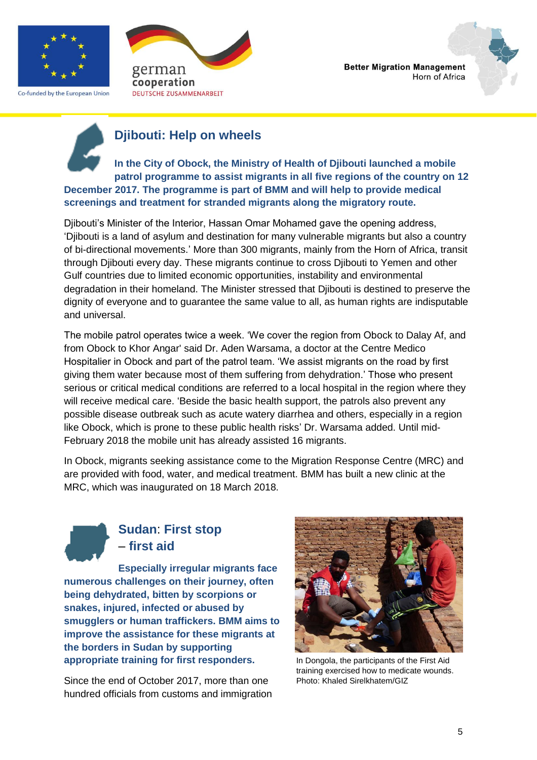## Djibouti: Help on wheels

**In the City of Obock, the Ministry of Health of Djibouti launched a mobile patrol programme to assist migrants in all five regions of the country on 12 December 2017. The programme is part of BMM and will help to provide medical screenings and treatment for stranded migrants along the migratory route.**

Djibouti's Minister of the Interior, Hassan Omar Mohamed gave the opening address, 'Djibouti is a land of asylum and destination for many vulnerable migrants but also a country of bi-directional movements.' More than 300 migrants, mainly from the Horn of Africa, transit through Djibouti every day. These migrants continue to cross Djibouti to Yemen and other Gulf countries due to limited economic opportunities, instability and environmental degradation in their homeland. The Minister stressed that Djibouti is destined to preserve the dignity of everyone and to guarantee the same value to all, as human rights are indisputable and universal.

The mobile patrol operates twice a week. 'We cover the region from Obock to Dalay Af, and from Obock to Khor Angar' said Dr. Aden Warsama, a doctor at the Centre Medico Hospitalier in Obock and part of the patrol team. 'We assist migrants on the road by first giving them water because most of them suffering from dehydration.' Those who present serious or critical medical conditions are referred to a local hospital in the region where they will receive medical care. 'Beside the basic health support, the patrols also prevent any possible disease outbreak such as acute watery diarrhea and others, especially in a region like Obock, which is prone to these public health risks' Dr. Warsama added. Until mid-February 2018 the mobile unit has already assisted 16 migrants.

In Obock, migrants seeking assistance come to the Migration Response Centre (MRC) and are provided with food, water, and medical treatment. BMM has built a new clinic at the MRC, which was inaugurated on 18 March 2018.

## Sudan: First stop – first aid

**Especially irregular migrants face numerous challenges on their journey, often being dehydrated, bitten by scorpions or snakes, injured, infected or abused by smugglers or human traffickers. BMM aims to improve the assistance for these migrants at the borders in Sudan by supporting appropriate training for first responders.**

In Dongola, the participants of the First Aid training exercised how to medicate wounds. Photo: Khaled Sirelkhatem/GIZ

Since the end of October 2017, more than one hundred officials from customs and immigration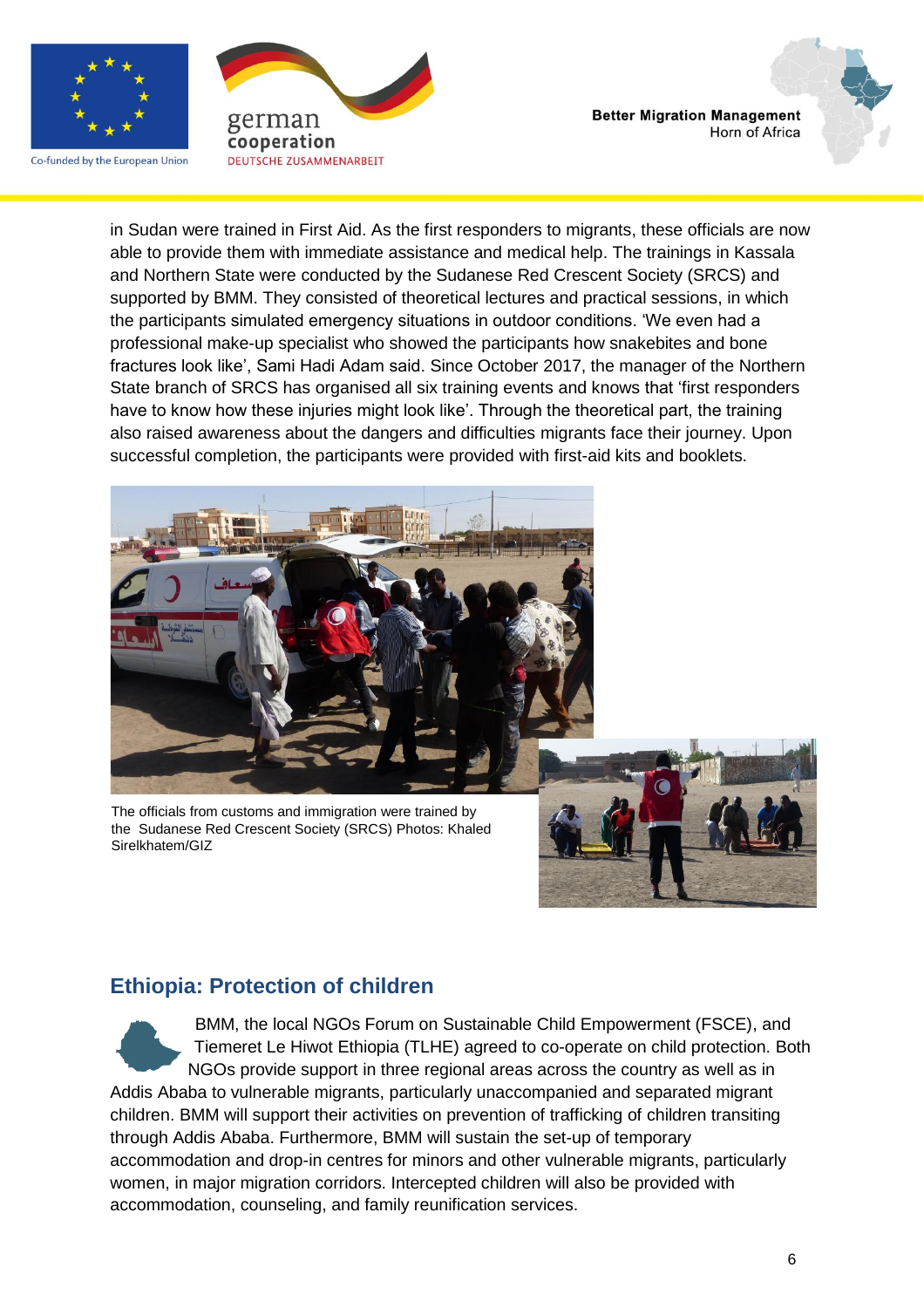in Sudan were trained in First Aid. As the first responders to migrants, these officials are now able to provide them with immediate assistance and medical help. The trainings in Kassala and Northern State were conducted by the Sudanese Red Crescent Society (SRCS) and supported by BMM. They consisted of theoretical lectures and practical sessions, in which the participants simulated emergency situations in outdoor conditions. 'We even had a professional make-up specialist who showed the participants how snakebites and bone fractures look like', Sami Hadi Adam said. Since October 2017, the manager of the Northern State branch of SRCS has organised all six training events and knows that 'first responders have to know how these injuries might look like'. Through the theoretical part, the training also raised awareness about the dangers and difficulties migrants face their journey. Upon successful completion, the participants were provided with first-aid kits and booklets.

The officials from customs and immigration were trained by the Sudanese Red Crescent Society (SRCS) Photos: Khaled Sirelkhatem/GIZ

## Ethiopia: Protection of children

BMM, the local NGOs Forum on Sustainable Child Empowerment (FSCE), and Tiemeret Le Hiwot Ethiopia (TLHE) agreed to co-operate on child protection. Both NGOs provide support in three regional areas across the country as well as in Addis Ababa to vulnerable migrants, particularly unaccompanied and separated migrant children. BMM will support their activities on prevention of trafficking of children transiting through Addis Ababa. Furthermore, BMM will sustain the set-up of temporary accommodation and drop-in centres for minors and other vulnerable migrants, particularly women, in major migration corridors. Intercepted children will also be provided with accommodation, counseling, and family reunification services.